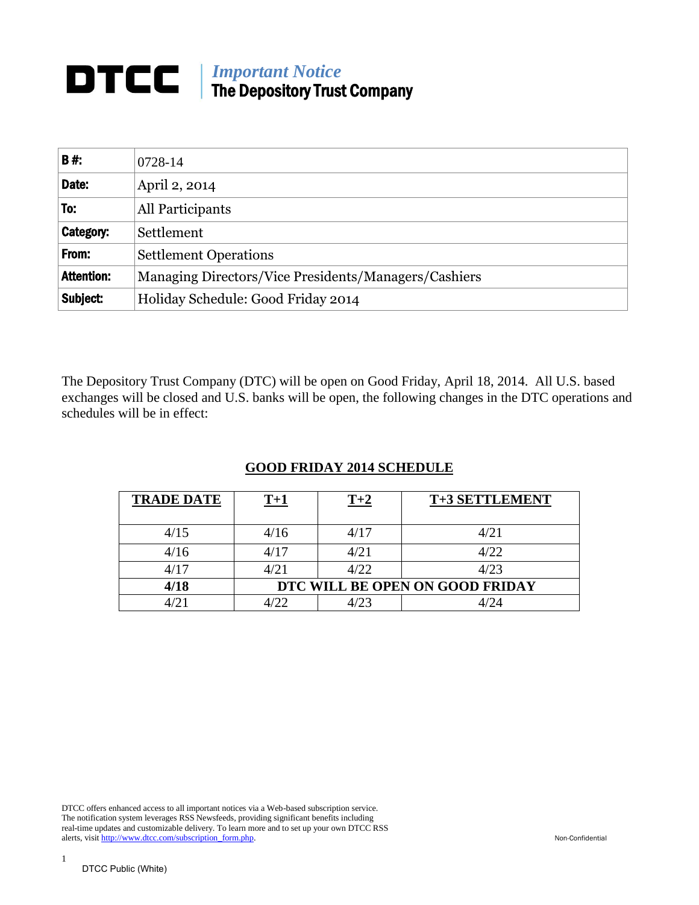# DTCC | *Important Notice*
**The Depository Trust Company**

| | |
|---|---|
| **B #:** | 0728-14 |
| **Date:** | April 2, 2014 |
| **To:** | All Participants |
| **Category:** | Settlement |
| **From:** | Settlement Operations |
| **Attention:** | Managing Directors/Vice Presidents/Managers/Cashiers |
| **Subject:** | Holiday Schedule: Good Friday 2014 |

The Depository Trust Company (DTC) will be open on Good Friday, April 18, 2014. All U.S. based exchanges will be closed and U.S. banks will be open, the following changes in the DTC operations and schedules will be in effect:

## GOOD FRIDAY 2014 SCHEDULE

| TRADE DATE | T+1 | T+2 | T+3 SETTLEMENT |
|---|---|---|---|
| 4/15 | 4/16 | 4/17 | 4/21 |
| 4/16 | 4/17 | 4/21 | 4/22 |
| 4/17 | 4/21 | 4/22 | 4/23 |
| **4/18** | **DTC WILL BE OPEN ON GOOD FRIDAY** | | |
| 4/21 | 4/22 | 4/23 | 4/24 |

DTCC offers enhanced access to all important notices via a Web-based subscription service. The notification system leverages RSS Newsfeeds, providing significant benefits including real-time updates and customizable delivery. To learn more and to set up your own DTCC RSS alerts, visit http://www.dtcc.com/subscription_form.php.

Non-Confidential

DTCC Public (White)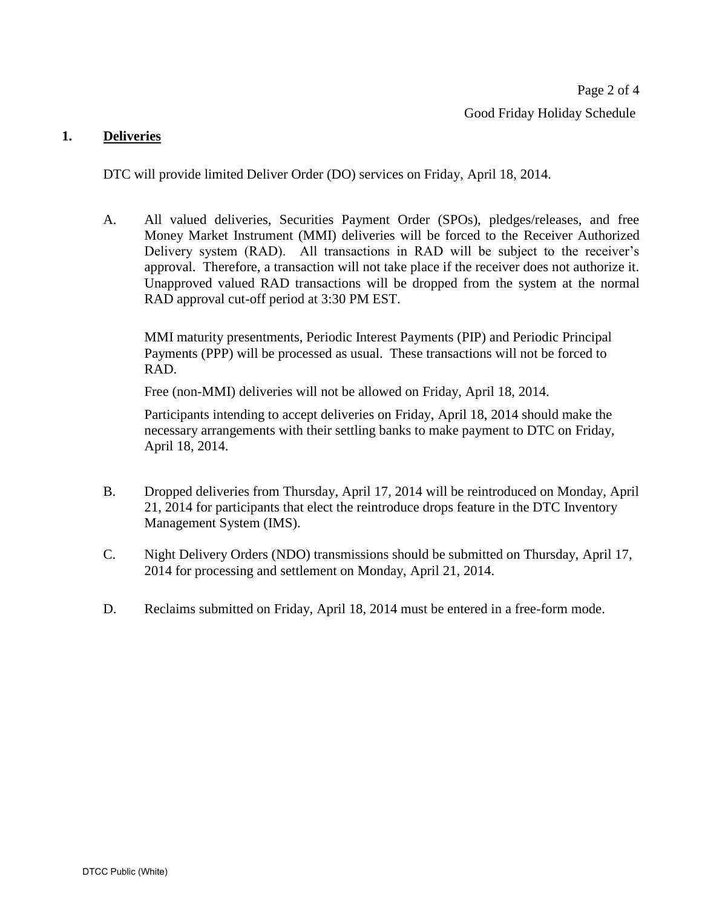## 1. Deliveries

DTC will provide limited Deliver Order (DO) services on Friday, April 18, 2014.

A. All valued deliveries, Securities Payment Order (SPOs), pledges/releases, and free Money Market Instrument (MMI) deliveries will be forced to the Receiver Authorized Delivery system (RAD). All transactions in RAD will be subject to the receiver's approval. Therefore, a transaction will not take place if the receiver does not authorize it. Unapproved valued RAD transactions will be dropped from the system at the normal RAD approval cut-off period at 3:30 PM EST.

   MMI maturity presentments, Periodic Interest Payments (PIP) and Periodic Principal Payments (PPP) will be processed as usual. These transactions will not be forced to RAD.

   Free (non-MMI) deliveries will not be allowed on Friday, April 18, 2014.

   Participants intending to accept deliveries on Friday, April 18, 2014 should make the necessary arrangements with their settling banks to make payment to DTC on Friday, April 18, 2014.

B. Dropped deliveries from Thursday, April 17, 2014 will be reintroduced on Monday, April 21, 2014 for participants that elect the reintroduce drops feature in the DTC Inventory Management System (IMS).

C. Night Delivery Orders (NDO) transmissions should be submitted on Thursday, April 17, 2014 for processing and settlement on Monday, April 21, 2014.

D. Reclaims submitted on Friday, April 18, 2014 must be entered in a free-form mode.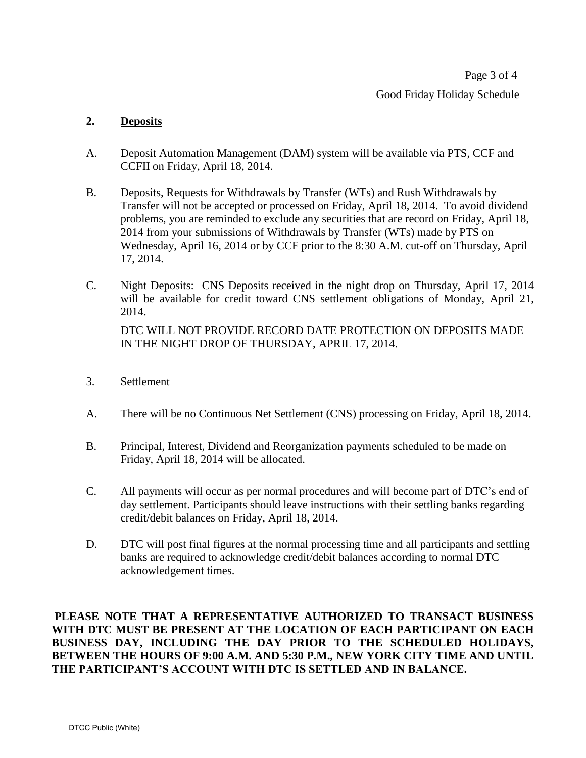## 2. Deposits

A. Deposit Automation Management (DAM) system will be available via PTS, CCF and CCFII on Friday, April 18, 2014.

B. Deposits, Requests for Withdrawals by Transfer (WTs) and Rush Withdrawals by Transfer will not be accepted or processed on Friday, April 18, 2014. To avoid dividend problems, you are reminded to exclude any securities that are record on Friday, April 18, 2014 from your submissions of Withdrawals by Transfer (WTs) made by PTS on Wednesday, April 16, 2014 or by CCF prior to the 8:30 A.M. cut-off on Thursday, April 17, 2014.

C. Night Deposits: CNS Deposits received in the night drop on Thursday, April 17, 2014 will be available for credit toward CNS settlement obligations of Monday, April 21, 2014.

DTC WILL NOT PROVIDE RECORD DATE PROTECTION ON DEPOSITS MADE IN THE NIGHT DROP OF THURSDAY, APRIL 17, 2014.

## 3. Settlement

A. There will be no Continuous Net Settlement (CNS) processing on Friday, April 18, 2014.

B. Principal, Interest, Dividend and Reorganization payments scheduled to be made on Friday, April 18, 2014 will be allocated.

C. All payments will occur as per normal procedures and will become part of DTC's end of day settlement. Participants should leave instructions with their settling banks regarding credit/debit balances on Friday, April 18, 2014.

D. DTC will post final figures at the normal processing time and all participants and settling banks are required to acknowledge credit/debit balances according to normal DTC acknowledgement times.

**PLEASE NOTE THAT A REPRESENTATIVE AUTHORIZED TO TRANSACT BUSINESS WITH DTC MUST BE PRESENT AT THE LOCATION OF EACH PARTICIPANT ON EACH BUSINESS DAY, INCLUDING THE DAY PRIOR TO THE SCHEDULED HOLIDAYS, BETWEEN THE HOURS OF 9:00 A.M. AND 5:30 P.M., NEW YORK CITY TIME AND UNTIL THE PARTICIPANT'S ACCOUNT WITH DTC IS SETTLED AND IN BALANCE.**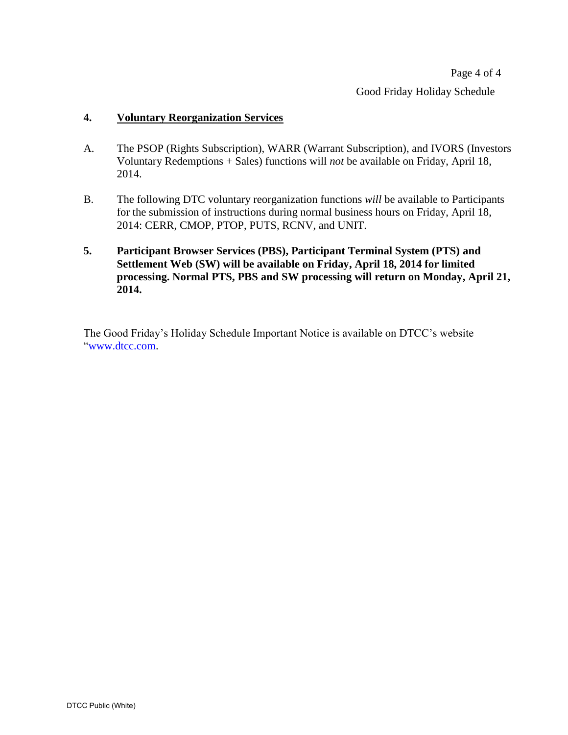## 4. Voluntary Reorganization Services

A. The PSOP (Rights Subscription), WARR (Warrant Subscription), and IVORS (Investors Voluntary Redemptions + Sales) functions will *not* be available on Friday, April 18, 2014.

B. The following DTC voluntary reorganization functions *will* be available to Participants for the submission of instructions during normal business hours on Friday, April 18, 2014: CERR, CMOP, PTOP, PUTS, RCNV, and UNIT.

**5. Participant Browser Services (PBS), Participant Terminal System (PTS) and Settlement Web (SW) will be available on Friday, April 18, 2014 for limited processing. Normal PTS, PBS and SW processing will return on Monday, April 21, 2014.**

The Good Friday's Holiday Schedule Important Notice is available on DTCC's website "www.dtcc.com.

DTCC Public (White)